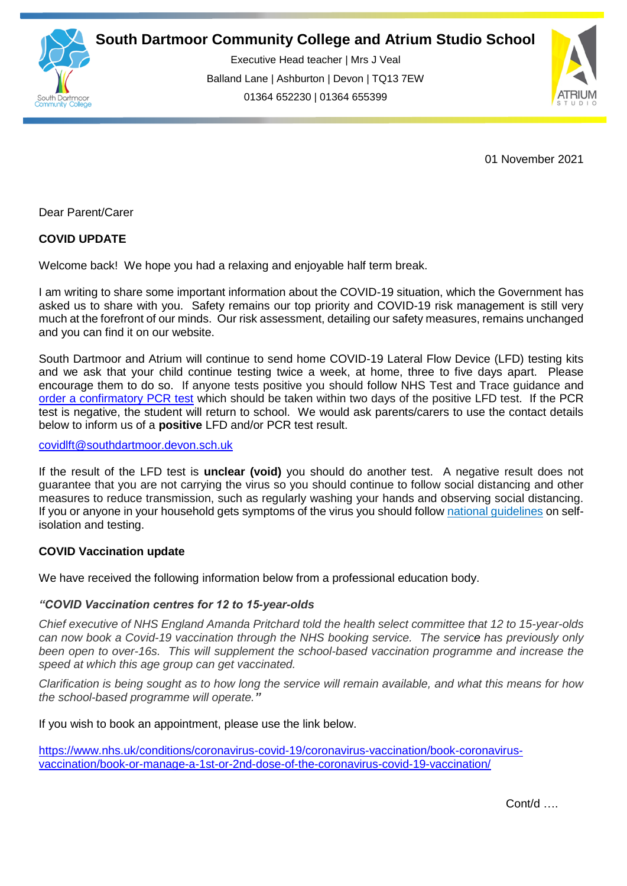# South Dartmoor Community College and Atrium Studio School

Executive Head teacher | Mrs J Veal

Balland Lane | Ashburton | Devon | TQ13 7EW

01364 652230 | 01364 655399

01 November 2021

Dear Parent/Carer

**COVID UPDATE**

Welcome back! We hope you had a relaxing and enjoyable half term break.

I am writing to share some important information about the COVID-19 situation, which the Government has asked us to share with you. Safety remains our top priority and COVID-19 risk management is still very much at the forefront of our minds. Our risk assessment, detailing our safety measures, remains unchanged and you can find it on our website.

South Dartmoor and Atrium will continue to send home COVID-19 Lateral Flow Device (LFD) testing kits and we ask that your child continue testing twice a week, at home, three to five days apart. Please encourage them to do so. If anyone tests positive you should follow NHS Test and Trace guidance and order a confirmatory PCR test which should be taken within two days of the positive LFD test. If the PCR test is negative, the student will return to school. We would ask parents/carers to use the contact details below to inform us of a **positive** LFD and/or PCR test result.

covidlft@southdartmoor.devon.sch.uk

If the result of the LFD test is **unclear (void)** you should do another test. A negative result does not guarantee that you are not carrying the virus so you should continue to follow social distancing and other measures to reduce transmission, such as regularly washing your hands and observing social distancing. If you or anyone in your household gets symptoms of the virus you should follow national guidelines on self-isolation and testing.

**COVID Vaccination update**

We have received the following information below from a professional education body.

***"COVID Vaccination centres for 12 to 15-year-olds***

*Chief executive of NHS England Amanda Pritchard told the health select committee that 12 to 15-year-olds can now book a Covid-19 vaccination through the NHS booking service. The service has previously only been open to over-16s. This will supplement the school-based vaccination programme and increase the speed at which this age group can get vaccinated.*

*Clarification is being sought as to how long the service will remain available, and what this means for how the school-based programme will operate."*

If you wish to book an appointment, please use the link below.

https://www.nhs.uk/conditions/coronavirus-covid-19/coronavirus-vaccination/book-coronavirus-vaccination/book-or-manage-a-1st-or-2nd-dose-of-the-coronavirus-covid-19-vaccination/

Cont/d ….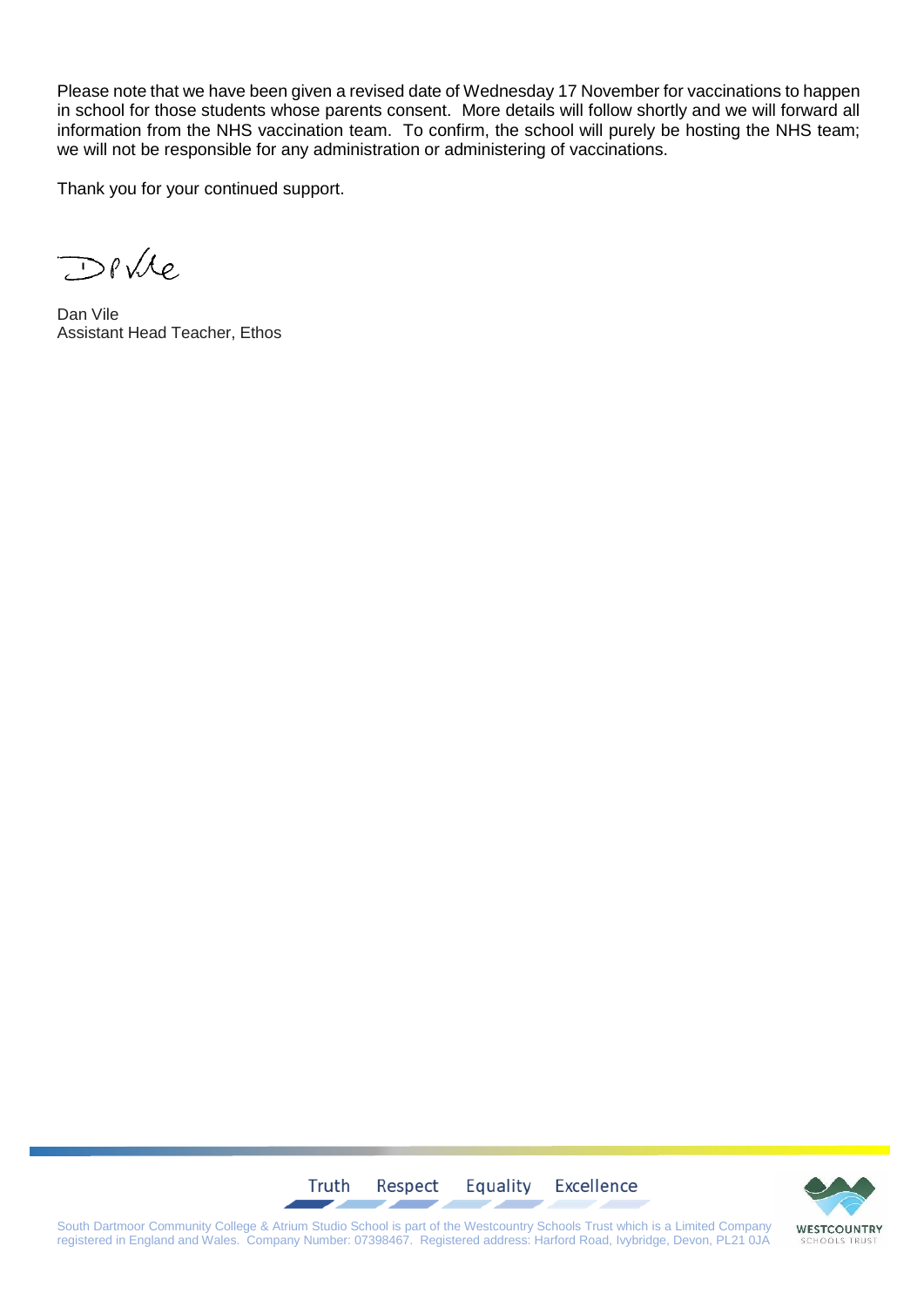Please note that we have been given a revised date of Wednesday 17 November for vaccinations to happen in school for those students whose parents consent. More details will follow shortly and we will forward all information from the NHS vaccination team. To confirm, the school will purely be hosting the NHS team; we will not be responsible for any administration or administering of vaccinations.

Thank you for your continued support.

Dan Vile
Assistant Head Teacher, Ethos

Truth Respect Equality Excellence

South Dartmoor Community College & Atrium Studio School is part of the Westcountry Schools Trust which is a Limited Company registered in England and Wales. Company Number: 07398467. Registered address: Harford Road, Ivybridge, Devon, PL21 0JA